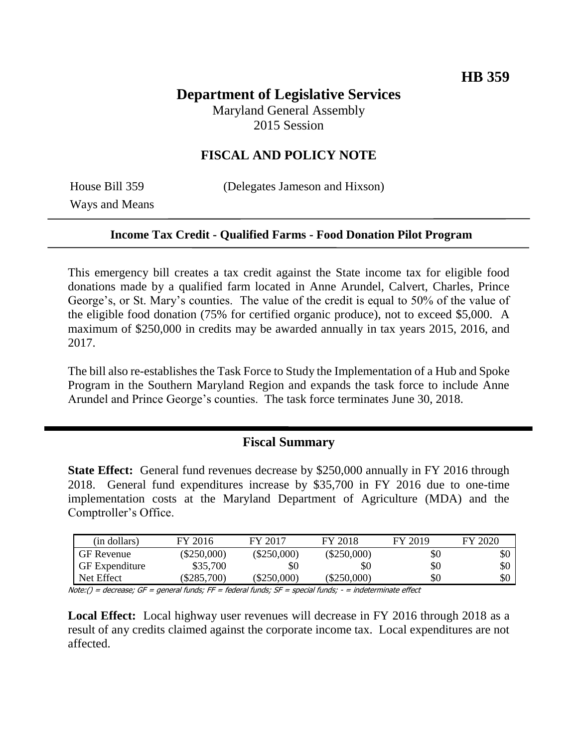**HB 359**

# Department of Legislative Services

Maryland General Assembly
2015 Session

## FISCAL AND POLICY NOTE

House Bill 359 (Delegates Jameson and Hixson)
Ways and Means

**Income Tax Credit - Qualified Farms - Food Donation Pilot Program**

This emergency bill creates a tax credit against the State income tax for eligible food donations made by a qualified farm located in Anne Arundel, Calvert, Charles, Prince George's, or St. Mary's counties. The value of the credit is equal to 50% of the value of the eligible food donation (75% for certified organic produce), not to exceed $5,000. A maximum of $250,000 in credits may be awarded annually in tax years 2015, 2016, and 2017.

The bill also re-establishes the Task Force to Study the Implementation of a Hub and Spoke Program in the Southern Maryland Region and expands the task force to include Anne Arundel and Prince George's counties. The task force terminates June 30, 2018.

## Fiscal Summary

**State Effect:** General fund revenues decrease by $250,000 annually in FY 2016 through 2018. General fund expenditures increase by $35,700 in FY 2016 due to one-time implementation costs at the Maryland Department of Agriculture (MDA) and the Comptroller's Office.

| (in dollars) | FY 2016 | FY 2017 | FY 2018 | FY 2019 | FY 2020 |
|---|---|---|---|---|---|
| GF Revenue | ($250,000) | ($250,000) | ($250,000) | $0 | $0 |
| GF Expenditure | $35,700 | $0 | $0 | $0 | $0 |
| Net Effect | ($285,700) | ($250,000) | ($250,000) | $0 | $0 |

*Note:() = decrease; GF = general funds; FF = federal funds; SF = special funds; - = indeterminate effect*

**Local Effect:** Local highway user revenues will decrease in FY 2016 through 2018 as a result of any credits claimed against the corporate income tax. Local expenditures are not affected.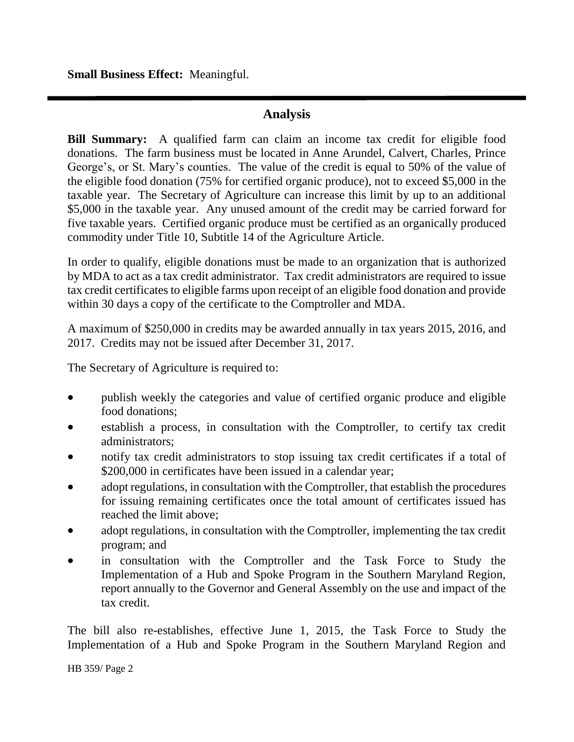**Small Business Effect:** Meaningful.

---

## Analysis

**Bill Summary:** A qualified farm can claim an income tax credit for eligible food donations. The farm business must be located in Anne Arundel, Calvert, Charles, Prince George's, or St. Mary's counties. The value of the credit is equal to 50% of the value of the eligible food donation (75% for certified organic produce), not to exceed $5,000 in the taxable year. The Secretary of Agriculture can increase this limit by up to an additional $5,000 in the taxable year. Any unused amount of the credit may be carried forward for five taxable years. Certified organic produce must be certified as an organically produced commodity under Title 10, Subtitle 14 of the Agriculture Article.

In order to qualify, eligible donations must be made to an organization that is authorized by MDA to act as a tax credit administrator. Tax credit administrators are required to issue tax credit certificates to eligible farms upon receipt of an eligible food donation and provide within 30 days a copy of the certificate to the Comptroller and MDA.

A maximum of $250,000 in credits may be awarded annually in tax years 2015, 2016, and 2017. Credits may not be issued after December 31, 2017.

The Secretary of Agriculture is required to:

- publish weekly the categories and value of certified organic produce and eligible food donations;
- establish a process, in consultation with the Comptroller, to certify tax credit administrators;
- notify tax credit administrators to stop issuing tax credit certificates if a total of $200,000 in certificates have been issued in a calendar year;
- adopt regulations, in consultation with the Comptroller, that establish the procedures for issuing remaining certificates once the total amount of certificates issued has reached the limit above;
- adopt regulations, in consultation with the Comptroller, implementing the tax credit program; and
- in consultation with the Comptroller and the Task Force to Study the Implementation of a Hub and Spoke Program in the Southern Maryland Region, report annually to the Governor and General Assembly on the use and impact of the tax credit.

The bill also re-establishes, effective June 1, 2015, the Task Force to Study the Implementation of a Hub and Spoke Program in the Southern Maryland Region and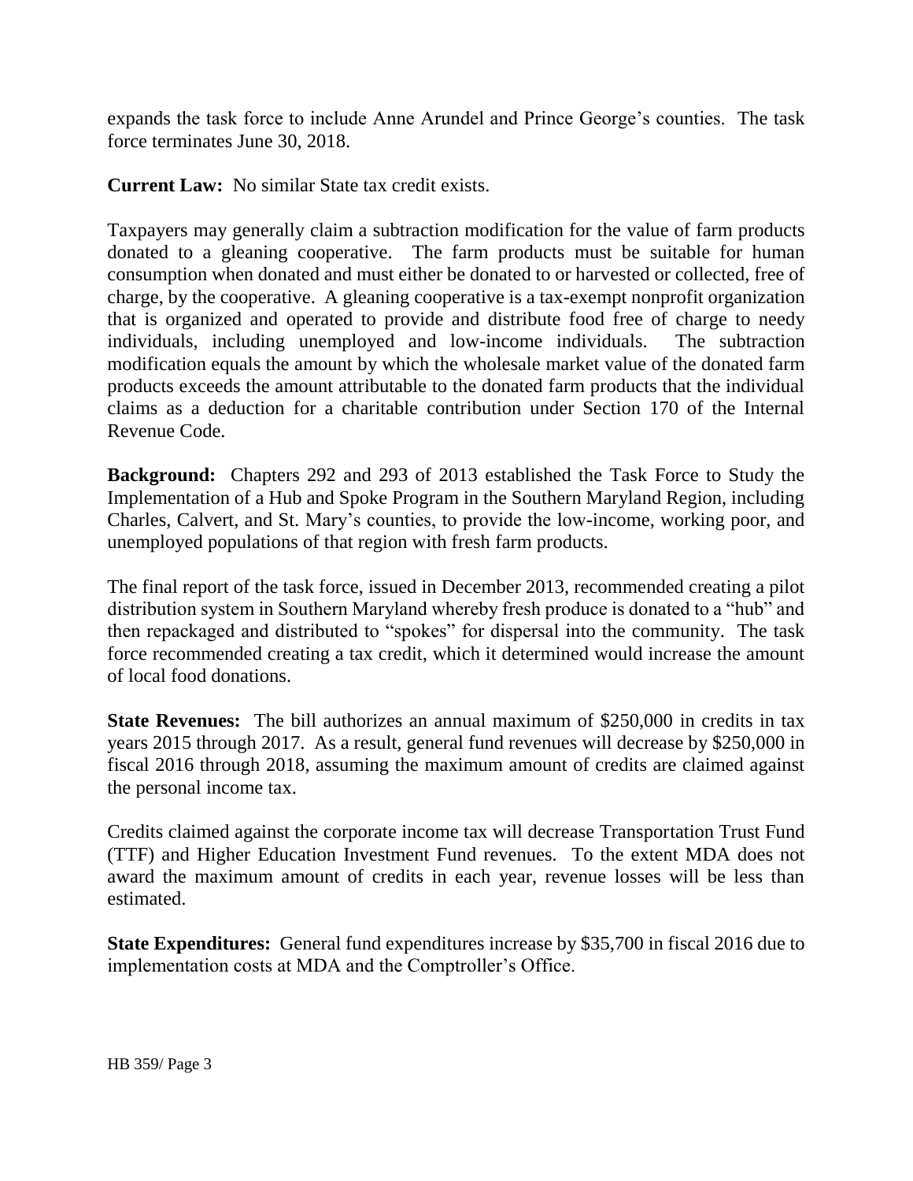expands the task force to include Anne Arundel and Prince George's counties. The task force terminates June 30, 2018.

**Current Law:** No similar State tax credit exists.

Taxpayers may generally claim a subtraction modification for the value of farm products donated to a gleaning cooperative. The farm products must be suitable for human consumption when donated and must either be donated to or harvested or collected, free of charge, by the cooperative. A gleaning cooperative is a tax-exempt nonprofit organization that is organized and operated to provide and distribute food free of charge to needy individuals, including unemployed and low-income individuals. The subtraction modification equals the amount by which the wholesale market value of the donated farm products exceeds the amount attributable to the donated farm products that the individual claims as a deduction for a charitable contribution under Section 170 of the Internal Revenue Code.

**Background:** Chapters 292 and 293 of 2013 established the Task Force to Study the Implementation of a Hub and Spoke Program in the Southern Maryland Region, including Charles, Calvert, and St. Mary's counties, to provide the low-income, working poor, and unemployed populations of that region with fresh farm products.

The final report of the task force, issued in December 2013, recommended creating a pilot distribution system in Southern Maryland whereby fresh produce is donated to a "hub" and then repackaged and distributed to "spokes" for dispersal into the community. The task force recommended creating a tax credit, which it determined would increase the amount of local food donations.

**State Revenues:** The bill authorizes an annual maximum of $250,000 in credits in tax years 2015 through 2017. As a result, general fund revenues will decrease by $250,000 in fiscal 2016 through 2018, assuming the maximum amount of credits are claimed against the personal income tax.

Credits claimed against the corporate income tax will decrease Transportation Trust Fund (TTF) and Higher Education Investment Fund revenues. To the extent MDA does not award the maximum amount of credits in each year, revenue losses will be less than estimated.

**State Expenditures:** General fund expenditures increase by $35,700 in fiscal 2016 due to implementation costs at MDA and the Comptroller's Office.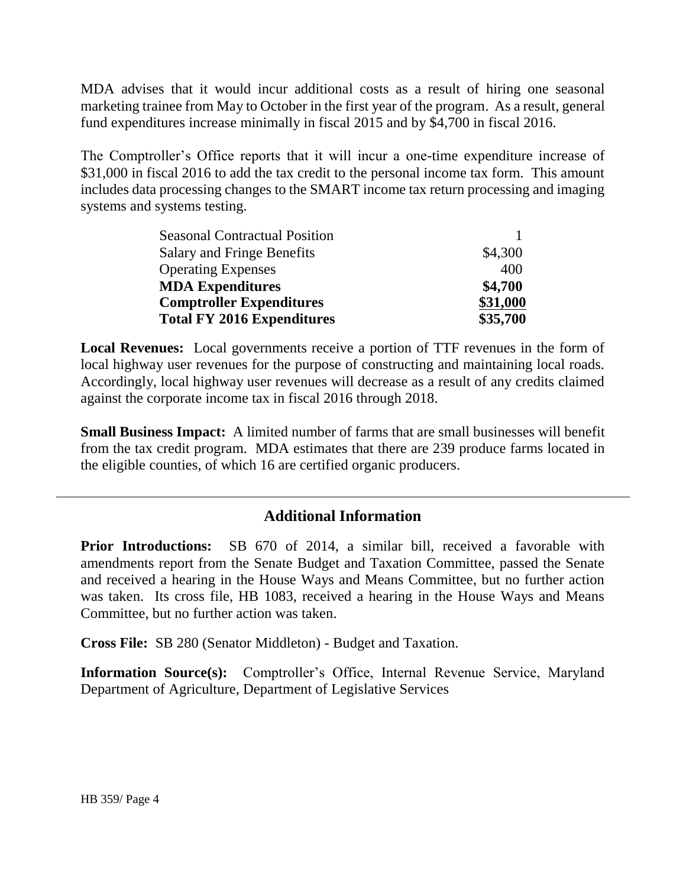MDA advises that it would incur additional costs as a result of hiring one seasonal marketing trainee from May to October in the first year of the program. As a result, general fund expenditures increase minimally in fiscal 2015 and by $4,700 in fiscal 2016.

The Comptroller's Office reports that it will incur a one-time expenditure increase of $31,000 in fiscal 2016 to add the tax credit to the personal income tax form. This amount includes data processing changes to the SMART income tax return processing and imaging systems and systems testing.

| | |
|---|---|
| Seasonal Contractual Position | 1 |
| Salary and Fringe Benefits | $4,300 |
| Operating Expenses | 400 |
| **MDA Expenditures** | **$4,700** |
| **Comptroller Expenditures** | **$31,000** |
| **Total FY 2016 Expenditures** | **$35,700** |

**Local Revenues:** Local governments receive a portion of TTF revenues in the form of local highway user revenues for the purpose of constructing and maintaining local roads. Accordingly, local highway user revenues will decrease as a result of any credits claimed against the corporate income tax in fiscal 2016 through 2018.

**Small Business Impact:** A limited number of farms that are small businesses will benefit from the tax credit program. MDA estimates that there are 239 produce farms located in the eligible counties, of which 16 are certified organic producers.

## Additional Information

**Prior Introductions:** SB 670 of 2014, a similar bill, received a favorable with amendments report from the Senate Budget and Taxation Committee, passed the Senate and received a hearing in the House Ways and Means Committee, but no further action was taken. Its cross file, HB 1083, received a hearing in the House Ways and Means Committee, but no further action was taken.

**Cross File:** SB 280 (Senator Middleton) - Budget and Taxation.

**Information Source(s):** Comptroller's Office, Internal Revenue Service, Maryland Department of Agriculture, Department of Legislative Services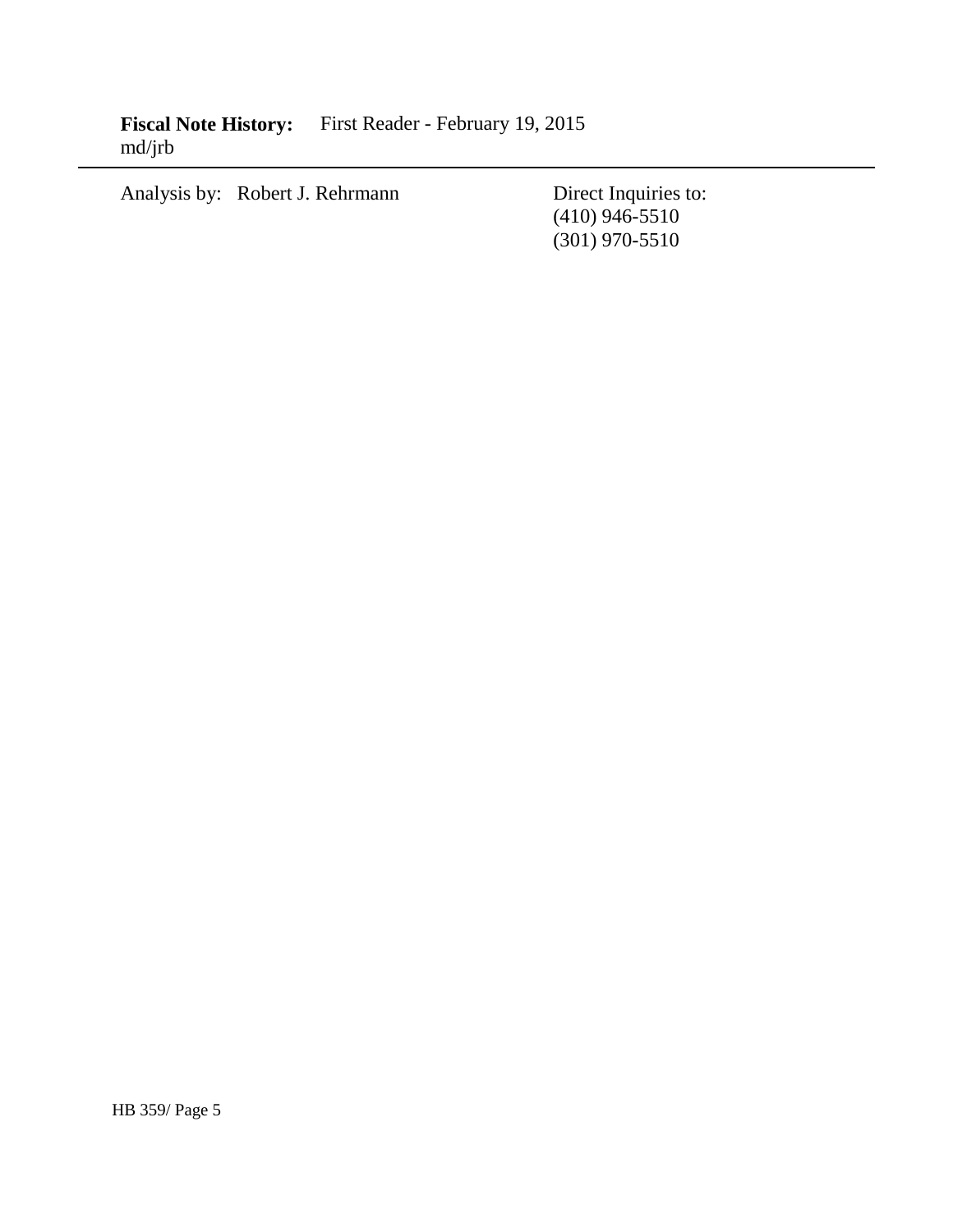**Fiscal Note History:** First Reader - February 19, 2015
md/jrb

---

Analysis by: Robert J. Rehrmann

Direct Inquiries to:
(410) 946-5510
(301) 970-5510